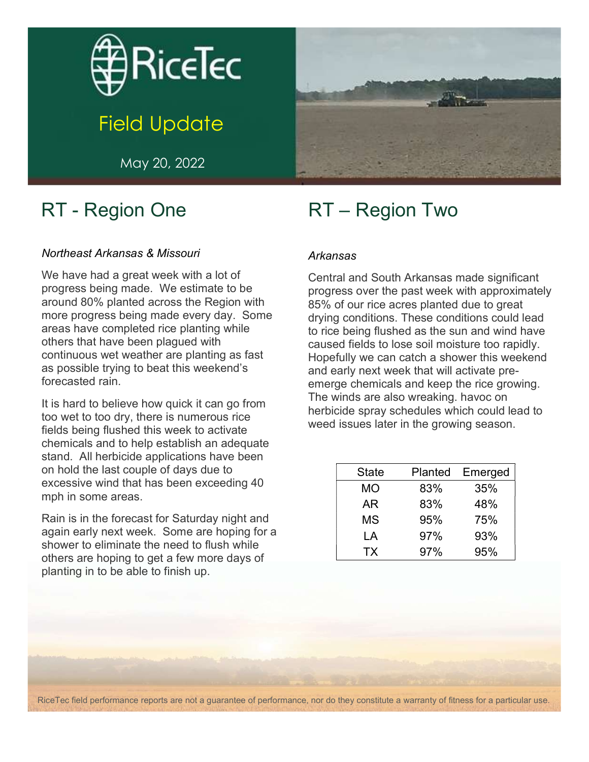# RiceTec

## Field Update

May 20, 2022

## RT - Region One

*Northeast Arkansas & Missouri*

We have had a great week with a lot of progress being made. We estimate to be around 80% planted across the Region with more progress being made every day. Some areas have completed rice planting while others that have been plagued with continuous wet weather are planting as fast as possible trying to beat this weekend's forecasted rain.

It is hard to believe how quick it can go from too wet to too dry, there is numerous rice fields being flushed this week to activate chemicals and to help establish an adequate stand. All herbicide applications have been on hold the last couple of days due to excessive wind that has been exceeding 40 mph in some areas.

Rain is in the forecast for Saturday night and again early next week. Some are hoping for a shower to eliminate the need to flush while others are hoping to get a few more days of planting in to be able to finish up.

## RT – Region Two

*Arkansas*

Central and South Arkansas made significant progress over the past week with approximately 85% of our rice acres planted due to great drying conditions. These conditions could lead to rice being flushed as the sun and wind have caused fields to lose soil moisture too rapidly. Hopefully we can catch a shower this weekend and early next week that will activate pre-emerge chemicals and keep the rice growing. The winds are also wreaking. havoc on herbicide spray schedules which could lead to weed issues later in the growing season.

| State | Planted | Emerged |
|---|---|---|
| MO | 83% | 35% |
| AR | 83% | 48% |
| MS | 95% | 75% |
| LA | 97% | 93% |
| TX | 97% | 95% |

RiceTec field performance reports are not a guarantee of performance, nor do they constitute a warranty of fitness for a particular use.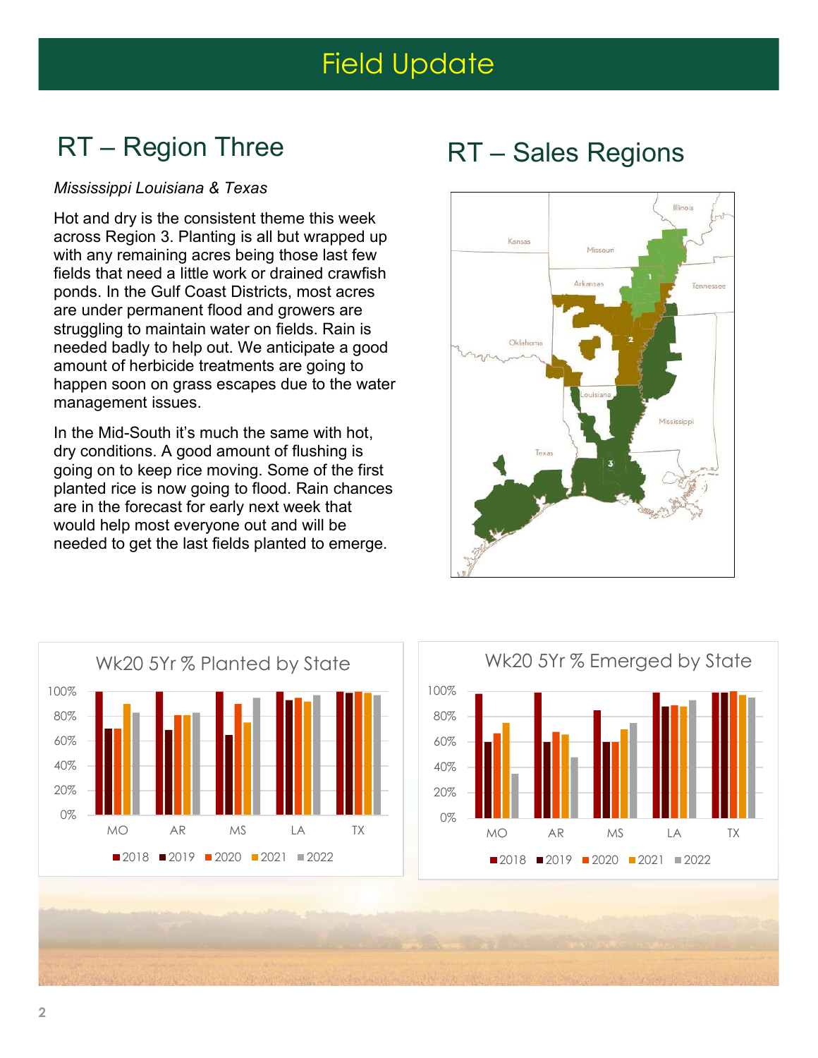# Field Update

## RT – Region Three

*Mississippi Louisiana & Texas*

Hot and dry is the consistent theme this week across Region 3. Planting is all but wrapped up with any remaining acres being those last few fields that need a little work or drained crawfish ponds. In the Gulf Coast Districts, most acres are under permanent flood and growers are struggling to maintain water on fields. Rain is needed badly to help out. We anticipate a good amount of herbicide treatments are going to happen soon on grass escapes due to the water management issues.

In the Mid-South it's much the same with hot, dry conditions. A good amount of flushing is going on to keep rice moving. Some of the first planted rice is now going to flood. Rain chances are in the forecast for early next week that would help most everyone out and will be needed to get the last fields planted to emerge.

## RT – Sales Regions

Illinois
Kansas
Missouri
Arkansas
Tennessee
Oklahoma
Louisiana
Mississippi
Texas
1
2
3

Wk20 5Yr % Planted by State

100%
80%
60%
40%
20%
0%
MO AR MS LA TX
2018 2019 2020 2021 2022

Wk20 5Yr % Emerged by State

100%
80%
60%
40%
20%
0%
MO AR MS LA TX
2018 2019 2020 2021 2022